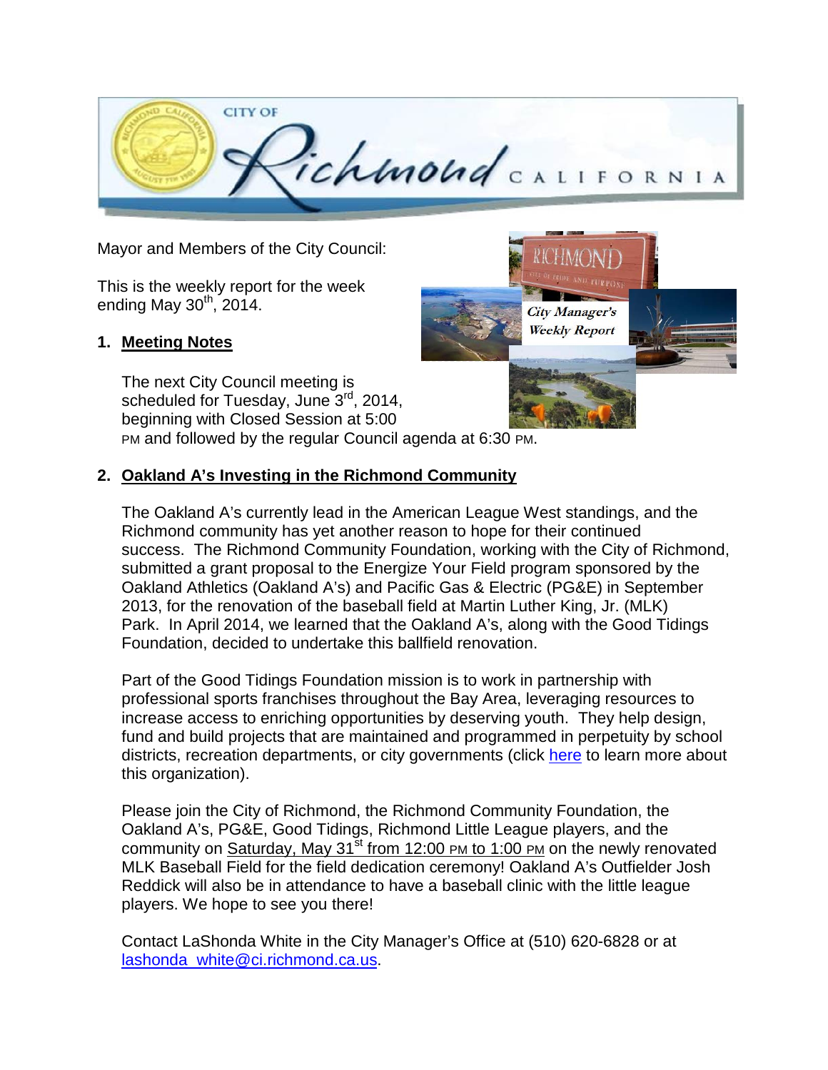Mayor and Members of the City Council:

This is the weekly report for the week ending May 30th, 2014.

## 1. Meeting Notes

The next City Council meeting is scheduled for Tuesday, June 3rd, 2014, beginning with Closed Session at 5:00 PM and followed by the regular Council agenda at 6:30 PM.

## 2. Oakland A's Investing in the Richmond Community

The Oakland A's currently lead in the American League West standings, and the Richmond community has yet another reason to hope for their continued success. The Richmond Community Foundation, working with the City of Richmond, submitted a grant proposal to the Energize Your Field program sponsored by the Oakland Athletics (Oakland A's) and Pacific Gas & Electric (PG&E) in September 2013, for the renovation of the baseball field at Martin Luther King, Jr. (MLK) Park. In April 2014, we learned that the Oakland A's, along with the Good Tidings Foundation, decided to undertake this ballfield renovation.

Part of the Good Tidings Foundation mission is to work in partnership with professional sports franchises throughout the Bay Area, leveraging resources to increase access to enriching opportunities by deserving youth. They help design, fund and build projects that are maintained and programmed in perpetuity by school districts, recreation departments, or city governments (click here to learn more about this organization).

Please join the City of Richmond, the Richmond Community Foundation, the Oakland A's, PG&E, Good Tidings, Richmond Little League players, and the community on Saturday, May 31st from 12:00 PM to 1:00 PM on the newly renovated MLK Baseball Field for the field dedication ceremony! Oakland A's Outfielder Josh Reddick will also be in attendance to have a baseball clinic with the little league players. We hope to see you there!

Contact LaShonda White in the City Manager's Office at (510) 620-6828 or at lashonda_white@ci.richmond.ca.us.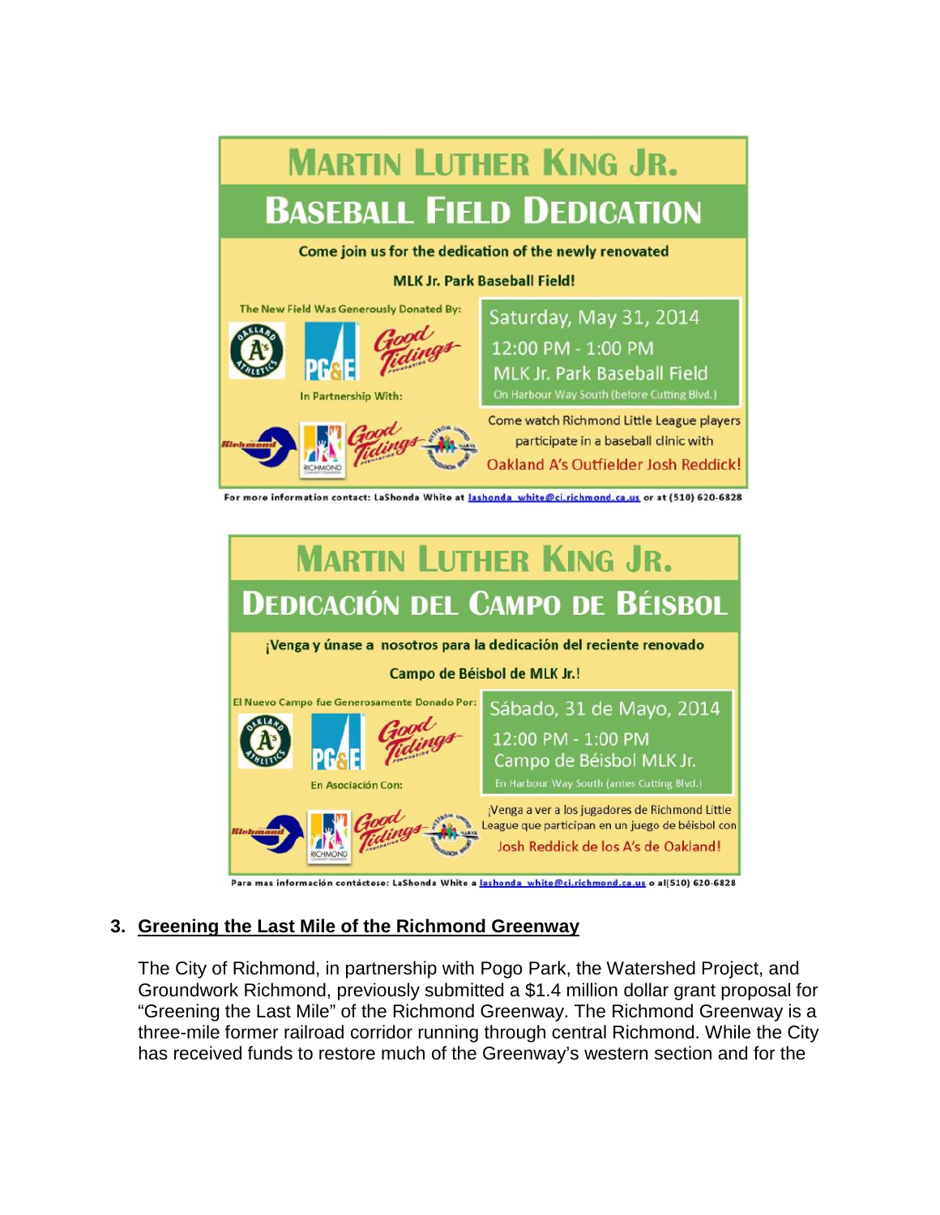# MARTIN LUTHER KING JR.

## BASEBALL FIELD DEDICATION

Come join us for the dedication of the newly renovated

**MLK Jr. Park Baseball Field!**

The New Field Was Generously Donated By:

In Partnership With:

Saturday, May 31, 2014

12:00 PM - 1:00 PM

MLK Jr. Park Baseball Field

On Harbour Way South (before Cutting Blvd.)

Come watch Richmond Little League players participate in a baseball clinic with Oakland A's Outfielder Josh Reddick!

For more information contact: LaShonda White at lashonda_white@ci.richmond.ca.us or at (510) 620-6828

# MARTIN LUTHER KING JR.

## DEDICACIÓN DEL CAMPO DE BÉISBOL

¡Venga y únase a nosotros para la dedicación del reciente renovado

**Campo de Béisbol de MLK Jr.!**

El Nuevo Campo fue Generosamente Donado Por:

En Asociación Con:

Sábado, 31 de Mayo, 2014

12:00 PM - 1:00 PM

Campo de Béisbol MLK Jr.

En Harbour Way South (antes Cutting Blvd.)

¡Venga a ver a los jugadores de Richmond Little League que participan en un juego de béisbol con Josh Reddick de los A's de Oakland!

Para mas información contáctese: LaShonda White a lashonda_white@ci.richmond.ca.us o al(510) 620-6828

### 3. Greening the Last Mile of the Richmond Greenway

The City of Richmond, in partnership with Pogo Park, the Watershed Project, and Groundwork Richmond, previously submitted a $1.4 million dollar grant proposal for "Greening the Last Mile" of the Richmond Greenway. The Richmond Greenway is a three-mile former railroad corridor running through central Richmond. While the City has received funds to restore much of the Greenway's western section and for the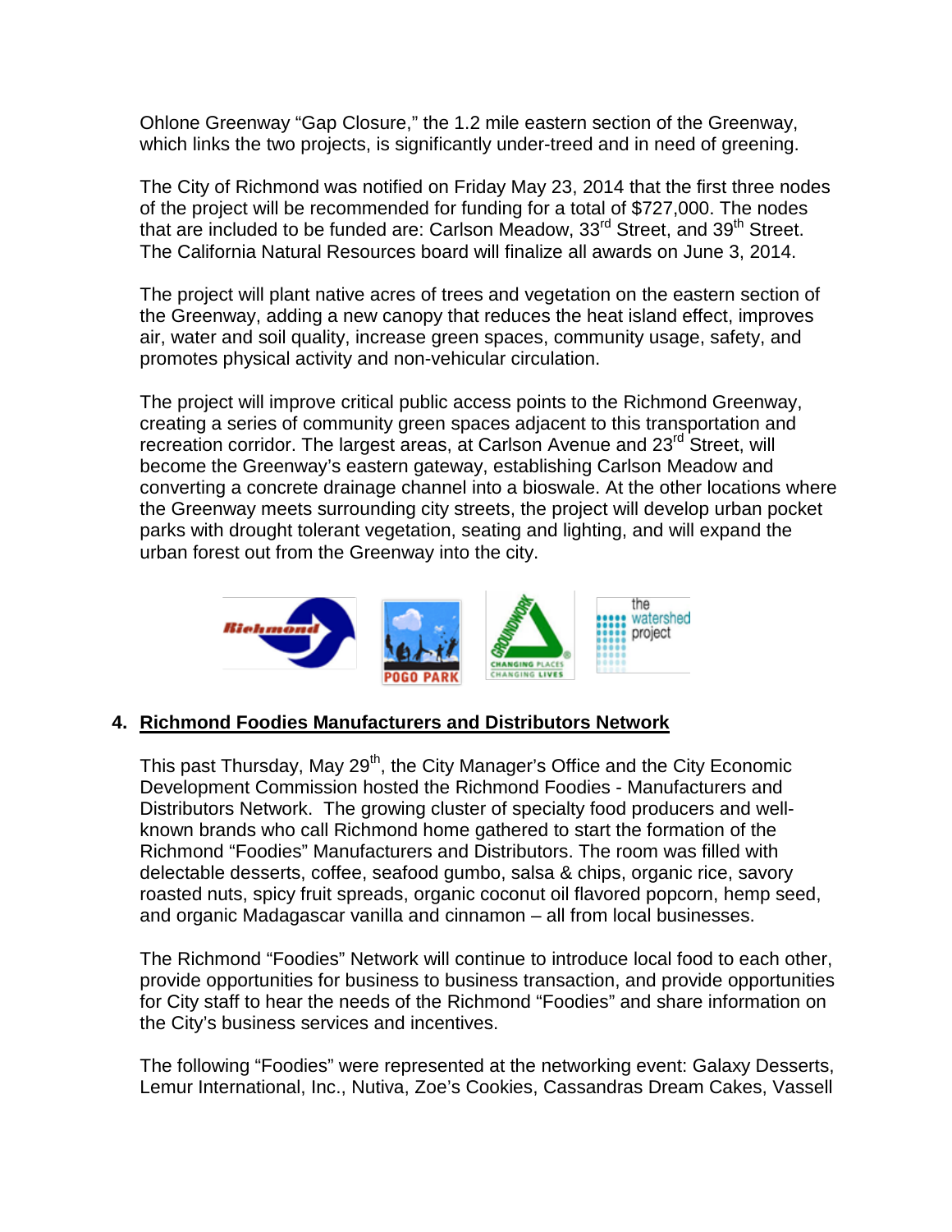Ohlone Greenway "Gap Closure," the 1.2 mile eastern section of the Greenway, which links the two projects, is significantly under-treed and in need of greening.

The City of Richmond was notified on Friday May 23, 2014 that the first three nodes of the project will be recommended for funding for a total of $727,000. The nodes that are included to be funded are: Carlson Meadow, 33rd Street, and 39th Street. The California Natural Resources board will finalize all awards on June 3, 2014.

The project will plant native acres of trees and vegetation on the eastern section of the Greenway, adding a new canopy that reduces the heat island effect, improves air, water and soil quality, increase green spaces, community usage, safety, and promotes physical activity and non-vehicular circulation.

The project will improve critical public access points to the Richmond Greenway, creating a series of community green spaces adjacent to this transportation and recreation corridor. The largest areas, at Carlson Avenue and 23rd Street, will become the Greenway's eastern gateway, establishing Carlson Meadow and converting a concrete drainage channel into a bioswale. At the other locations where the Greenway meets surrounding city streets, the project will develop urban pocket parks with drought tolerant vegetation, seating and lighting, and will expand the urban forest out from the Greenway into the city.

## 4. Richmond Foodies Manufacturers and Distributors Network

This past Thursday, May 29th, the City Manager's Office and the City Economic Development Commission hosted the Richmond Foodies - Manufacturers and Distributors Network. The growing cluster of specialty food producers and well-known brands who call Richmond home gathered to start the formation of the Richmond "Foodies" Manufacturers and Distributors. The room was filled with delectable desserts, coffee, seafood gumbo, salsa & chips, organic rice, savory roasted nuts, spicy fruit spreads, organic coconut oil flavored popcorn, hemp seed, and organic Madagascar vanilla and cinnamon – all from local businesses.

The Richmond "Foodies" Network will continue to introduce local food to each other, provide opportunities for business to business transaction, and provide opportunities for City staff to hear the needs of the Richmond "Foodies" and share information on the City's business services and incentives.

The following "Foodies" were represented at the networking event: Galaxy Desserts, Lemur International, Inc., Nutiva, Zoe's Cookies, Cassandras Dream Cakes, Vassell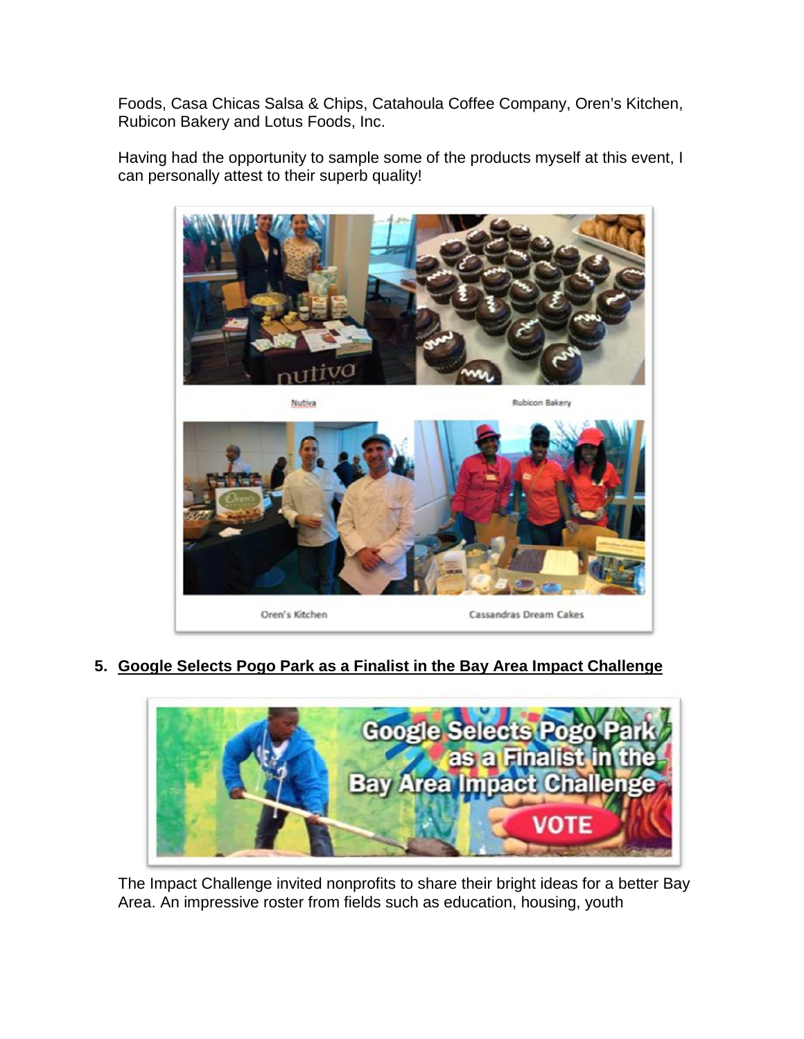Foods, Casa Chicas Salsa & Chips, Catahoula Coffee Company, Oren's Kitchen, Rubicon Bakery and Lotus Foods, Inc.

Having had the opportunity to sample some of the products myself at this event, I can personally attest to their superb quality!

Nutiva

Rubicon Bakery

Oren's Kitchen

Cassandras Dream Cakes

5. **Google Selects Pogo Park as a Finalist in the Bay Area Impact Challenge**

The Impact Challenge invited nonprofits to share their bright ideas for a better Bay Area. An impressive roster from fields such as education, housing, youth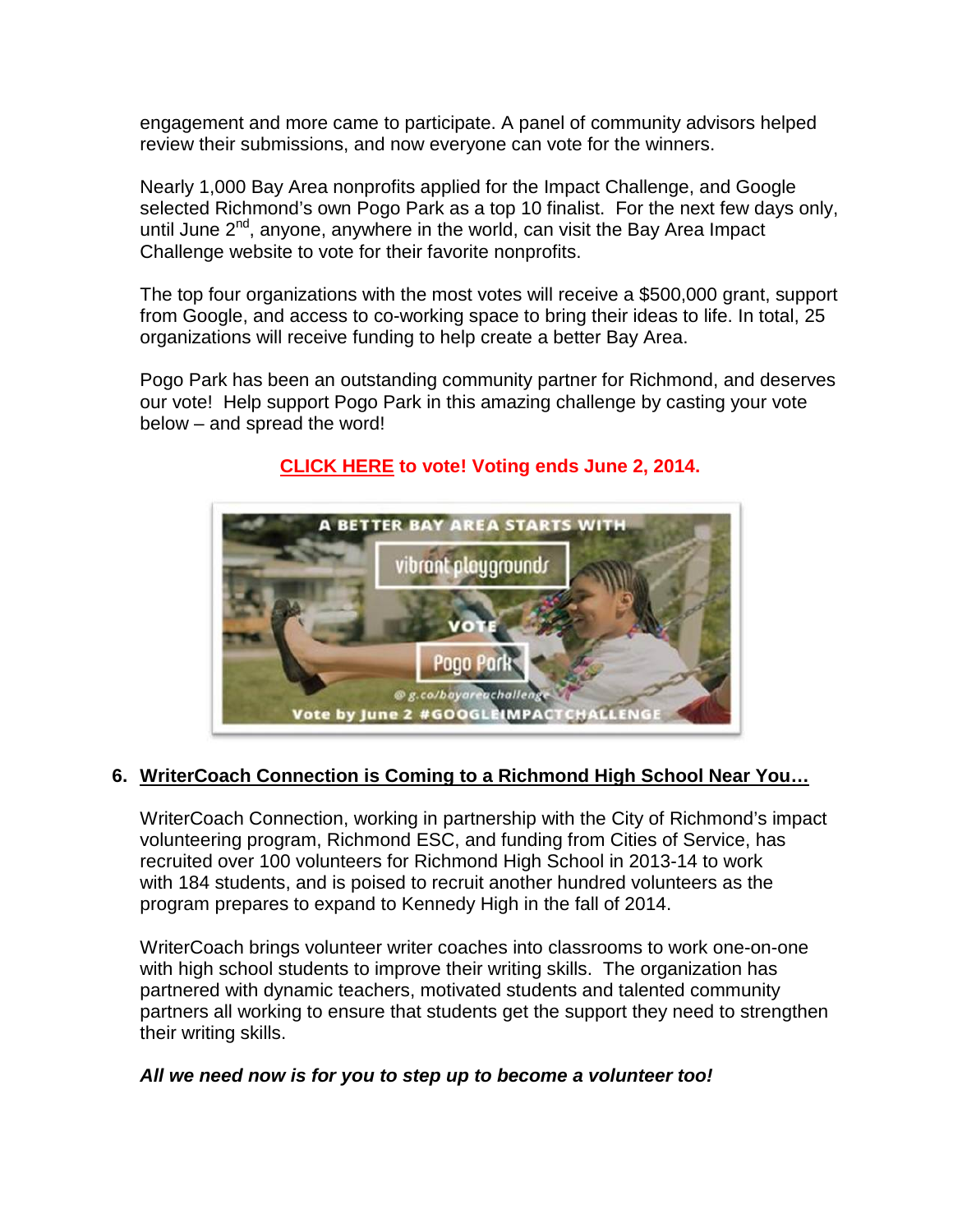engagement and more came to participate. A panel of community advisors helped review their submissions, and now everyone can vote for the winners.

Nearly 1,000 Bay Area nonprofits applied for the Impact Challenge, and Google selected Richmond's own Pogo Park as a top 10 finalist. For the next few days only, until June 2nd, anyone, anywhere in the world, can visit the Bay Area Impact Challenge website to vote for their favorite nonprofits.

The top four organizations with the most votes will receive a $500,000 grant, support from Google, and access to co-working space to bring their ideas to life. In total, 25 organizations will receive funding to help create a better Bay Area.

Pogo Park has been an outstanding community partner for Richmond, and deserves our vote! Help support Pogo Park in this amazing challenge by casting your vote below – and spread the word!

**CLICK HERE to vote! Voting ends June 2, 2014.**

## 6. WriterCoach Connection is Coming to a Richmond High School Near You…

WriterCoach Connection, working in partnership with the City of Richmond's impact volunteering program, Richmond ESC, and funding from Cities of Service, has recruited over 100 volunteers for Richmond High School in 2013-14 to work with 184 students, and is poised to recruit another hundred volunteers as the program prepares to expand to Kennedy High in the fall of 2014.

WriterCoach brings volunteer writer coaches into classrooms to work one-on-one with high school students to improve their writing skills. The organization has partnered with dynamic teachers, motivated students and talented community partners all working to ensure that students get the support they need to strengthen their writing skills.

***All we need now is for you to step up to become a volunteer too!***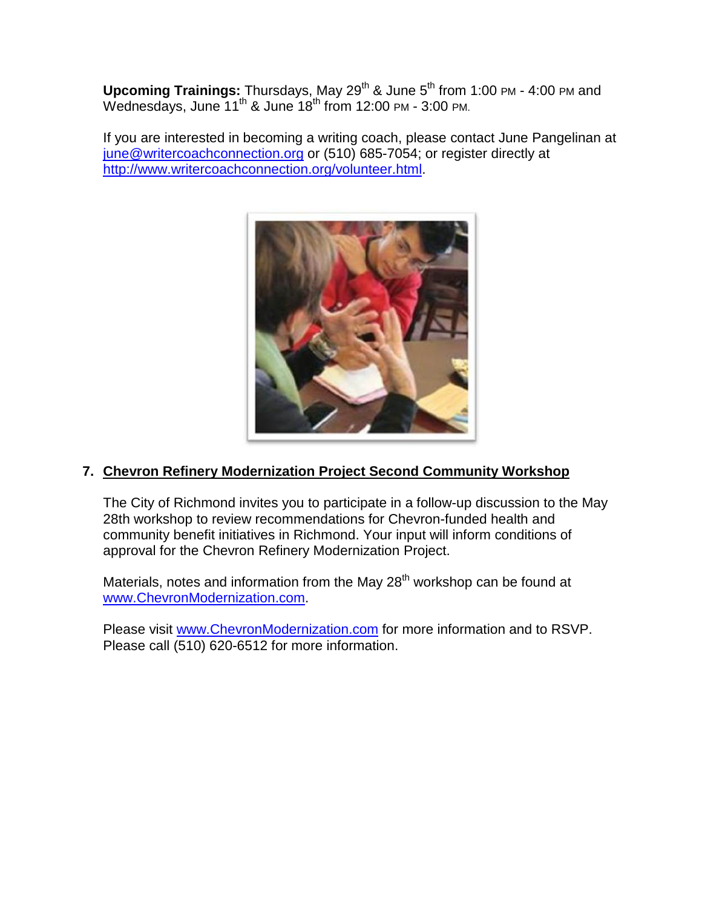**Upcoming Trainings:** Thursdays, May 29th & June 5th from 1:00 PM - 4:00 PM and Wednesdays, June 11th & June 18th from 12:00 PM - 3:00 PM.

If you are interested in becoming a writing coach, please contact June Pangelinan at june@writercoachconnection.org or (510) 685-7054; or register directly at http://www.writercoachconnection.org/volunteer.html.

7. **Chevron Refinery Modernization Project Second Community Workshop**

The City of Richmond invites you to participate in a follow-up discussion to the May 28th workshop to review recommendations for Chevron-funded health and community benefit initiatives in Richmond. Your input will inform conditions of approval for the Chevron Refinery Modernization Project.

Materials, notes and information from the May 28th workshop can be found at www.ChevronModernization.com.

Please visit www.ChevronModernization.com for more information and to RSVP. Please call (510) 620-6512 for more information.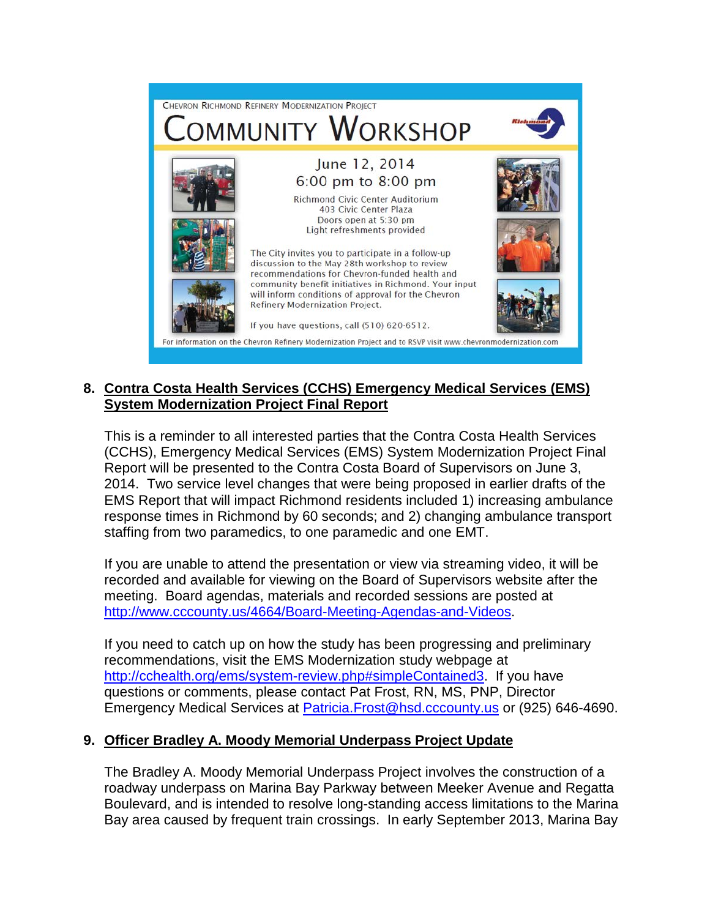CHEVRON RICHMOND REFINERY MODERNIZATION PROJECT

# COMMUNITY WORKSHOP

June 12, 2014
6:00 pm to 8:00 pm

Richmond Civic Center Auditorium
403 Civic Center Plaza
Doors open at 5:30 pm
Light refreshments provided

The City invites you to participate in a follow-up discussion to the May 28th workshop to review recommendations for Chevron-funded health and community benefit initiatives in Richmond. Your input will inform conditions of approval for the Chevron Refinery Modernization Project.

If you have questions, call (510) 620-6512.

For information on the Chevron Refinery Modernization Project and to RSVP visit www.chevronmodernization.com

## 8. Contra Costa Health Services (CCHS) Emergency Medical Services (EMS) System Modernization Project Final Report

This is a reminder to all interested parties that the Contra Costa Health Services (CCHS), Emergency Medical Services (EMS) System Modernization Project Final Report will be presented to the Contra Costa Board of Supervisors on June 3, 2014. Two service level changes that were being proposed in earlier drafts of the EMS Report that will impact Richmond residents included 1) increasing ambulance response times in Richmond by 60 seconds; and 2) changing ambulance transport staffing from two paramedics, to one paramedic and one EMT.

If you are unable to attend the presentation or view via streaming video, it will be recorded and available for viewing on the Board of Supervisors website after the meeting. Board agendas, materials and recorded sessions are posted at http://www.cccounty.us/4664/Board-Meeting-Agendas-and-Videos.

If you need to catch up on how the study has been progressing and preliminary recommendations, visit the EMS Modernization study webpage at http://cchealth.org/ems/system-review.php#simpleContained3. If you have questions or comments, please contact Pat Frost, RN, MS, PNP, Director Emergency Medical Services at Patricia.Frost@hsd.cccounty.us or (925) 646-4690.

## 9. Officer Bradley A. Moody Memorial Underpass Project Update

The Bradley A. Moody Memorial Underpass Project involves the construction of a roadway underpass on Marina Bay Parkway between Meeker Avenue and Regatta Boulevard, and is intended to resolve long-standing access limitations to the Marina Bay area caused by frequent train crossings. In early September 2013, Marina Bay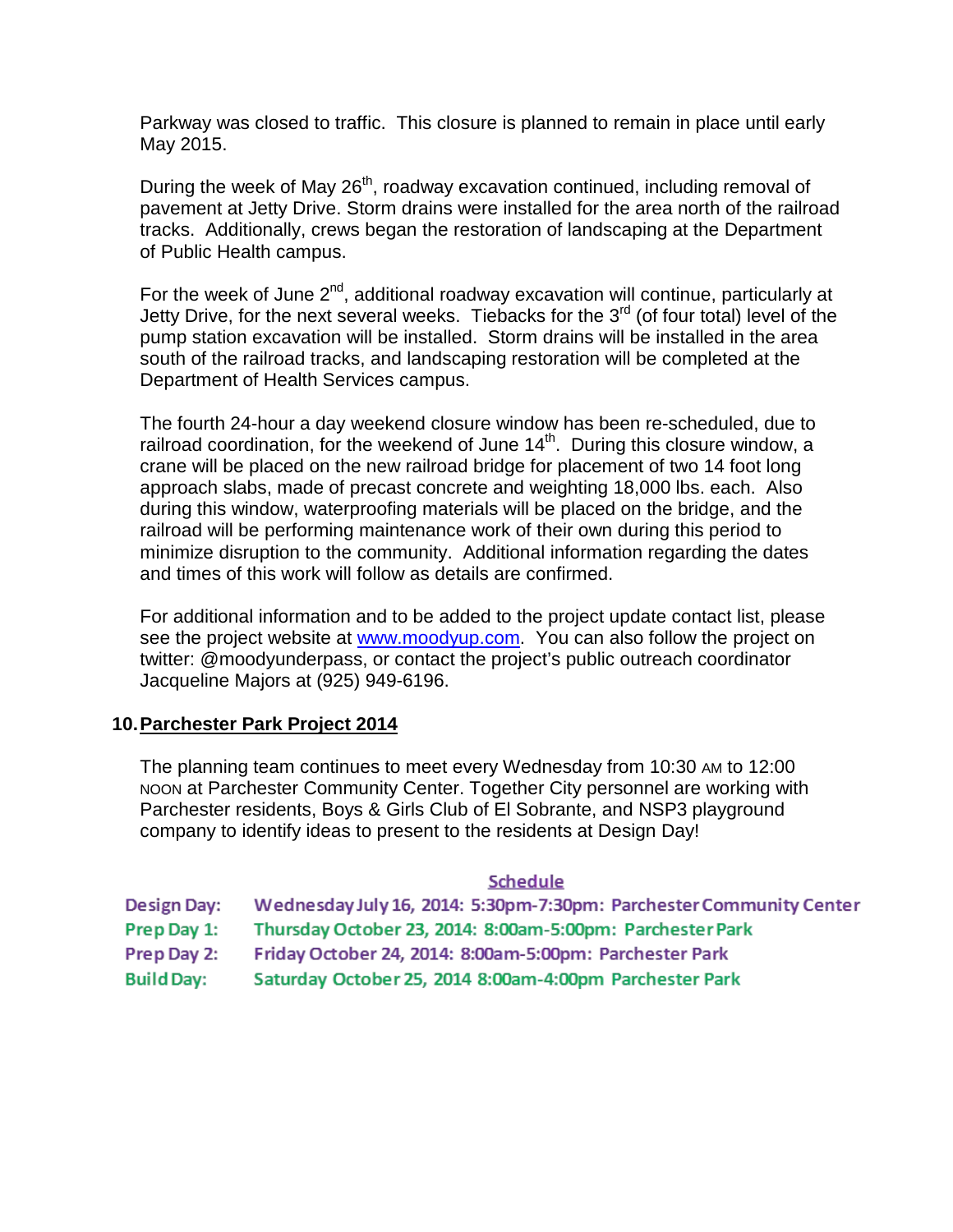Parkway was closed to traffic. This closure is planned to remain in place until early May 2015.

During the week of May 26th, roadway excavation continued, including removal of pavement at Jetty Drive. Storm drains were installed for the area north of the railroad tracks. Additionally, crews began the restoration of landscaping at the Department of Public Health campus.

For the week of June 2nd, additional roadway excavation will continue, particularly at Jetty Drive, for the next several weeks. Tiebacks for the 3rd (of four total) level of the pump station excavation will be installed. Storm drains will be installed in the area south of the railroad tracks, and landscaping restoration will be completed at the Department of Health Services campus.

The fourth 24-hour a day weekend closure window has been re-scheduled, due to railroad coordination, for the weekend of June 14th. During this closure window, a crane will be placed on the new railroad bridge for placement of two 14 foot long approach slabs, made of precast concrete and weighting 18,000 lbs. each. Also during this window, waterproofing materials will be placed on the bridge, and the railroad will be performing maintenance work of their own during this period to minimize disruption to the community. Additional information regarding the dates and times of this work will follow as details are confirmed.

For additional information and to be added to the project update contact list, please see the project website at [www.moodyup.com](http://www.moodyup.com). You can also follow the project on twitter: @moodyunderpass, or contact the project's public outreach coordinator Jacqueline Majors at (925) 949-6196.

## 10. Parchester Park Project 2014

The planning team continues to meet every Wednesday from 10:30 AM to 12:00 NOON at Parchester Community Center. Together City personnel are working with Parchester residents, Boys & Girls Club of El Sobrante, and NSP3 playground company to identify ideas to present to the residents at Design Day!

**Schedule**

| | |
|---|---|
| **Design Day:** | **Wednesday July 16, 2014: 5:30pm-7:30pm: Parchester Community Center** |
| **Prep Day 1:** | **Thursday October 23, 2014: 8:00am-5:00pm: Parchester Park** |
| **Prep Day 2:** | **Friday October 24, 2014: 8:00am-5:00pm: Parchester Park** |
| **Build Day:** | **Saturday October 25, 2014 8:00am-4:00pm Parchester Park** |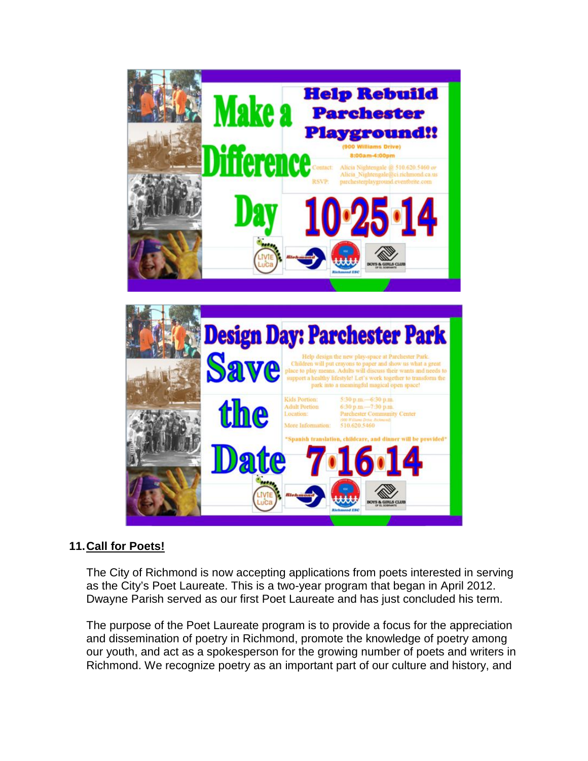# Make a Difference Day

## Help Rebuild Parchester Playground!!

(900 Williams Drive)

8:00am-4:00pm

Contact: Alicia Nightengale @ 510.620.5460 *or* Alicia_Nightengale@ci.richmond.ca.us

RSVP: parchesterplayground.eventbrite.com

**10•25•14**

# Design Day: Parchester Park

## Save the Date

Help design the new play-space at Parchester Park. Children will put crayons to paper and show us what a great place to play means. Adults will discuss their wants and needs to support a healthy lifestyle! Let's work together to transform the park into a meaningful magical open space!

Kids Portion: 5:30 p.m.—6:30 p.m.
Adult Portion: 6:30 p.m.—7:30 p.m.
Location: Parchester Community Center (900 Williams Drive, Richmond)
More Information: 510.620.5460

*Spanish translation, childcare, and dinner will be provided*

**7•16•14**

## 11. Call for Poets!

The City of Richmond is now accepting applications from poets interested in serving as the City's Poet Laureate. This is a two-year program that began in April 2012. Dwayne Parish served as our first Poet Laureate and has just concluded his term.

The purpose of the Poet Laureate program is to provide a focus for the appreciation and dissemination of poetry in Richmond, promote the knowledge of poetry among our youth, and act as a spokesperson for the growing number of poets and writers in Richmond. We recognize poetry as an important part of our culture and history, and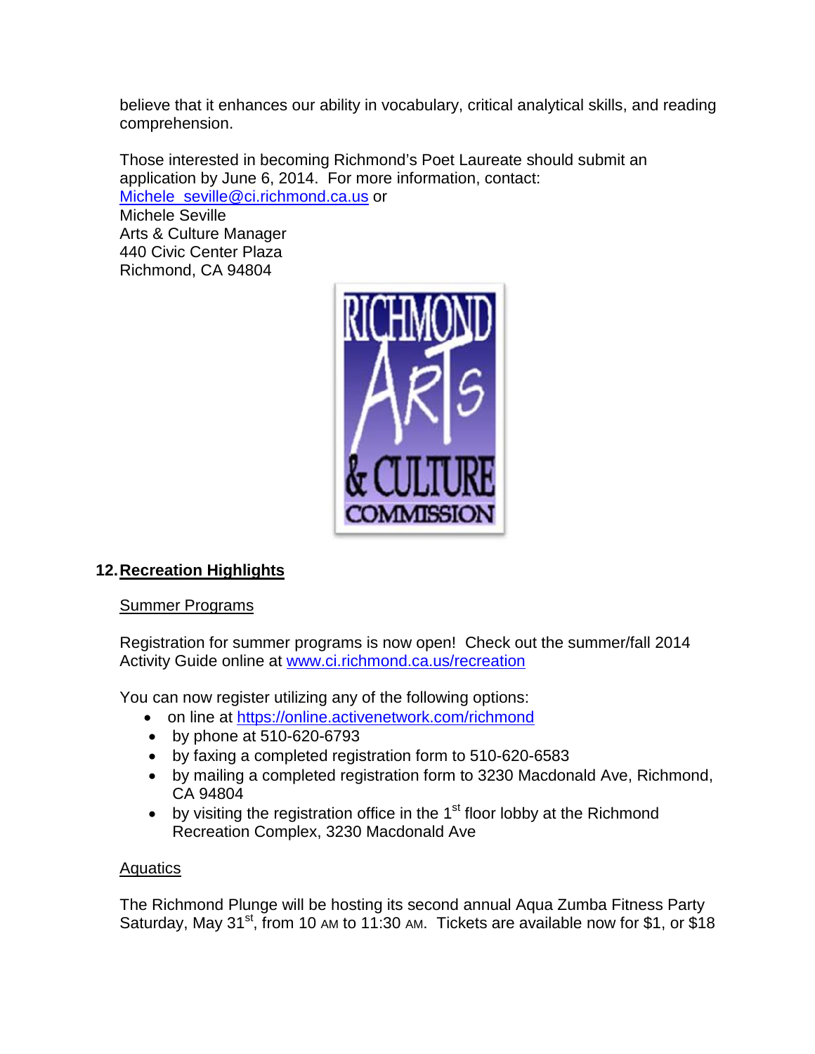believe that it enhances our ability in vocabulary, critical analytical skills, and reading comprehension.

Those interested in becoming Richmond's Poet Laureate should submit an application by June 6, 2014. For more information, contact:
Michele_seville@ci.richmond.ca.us or
Michele Seville
Arts & Culture Manager
440 Civic Center Plaza
Richmond, CA 94804

RICHMOND ARTS & CULTURE COMMISSION

## 12. Recreation Highlights

### Summer Programs

Registration for summer programs is now open! Check out the summer/fall 2014 Activity Guide online at www.ci.richmond.ca.us/recreation

You can now register utilizing any of the following options:

- on line at https://online.activenetwork.com/richmond
- by phone at 510-620-6793
- by faxing a completed registration form to 510-620-6583
- by mailing a completed registration form to 3230 Macdonald Ave, Richmond, CA 94804
- by visiting the registration office in the 1st floor lobby at the Richmond Recreation Complex, 3230 Macdonald Ave

### Aquatics

The Richmond Plunge will be hosting its second annual Aqua Zumba Fitness Party Saturday, May 31st, from 10 AM to 11:30 AM. Tickets are available now for $1, or $18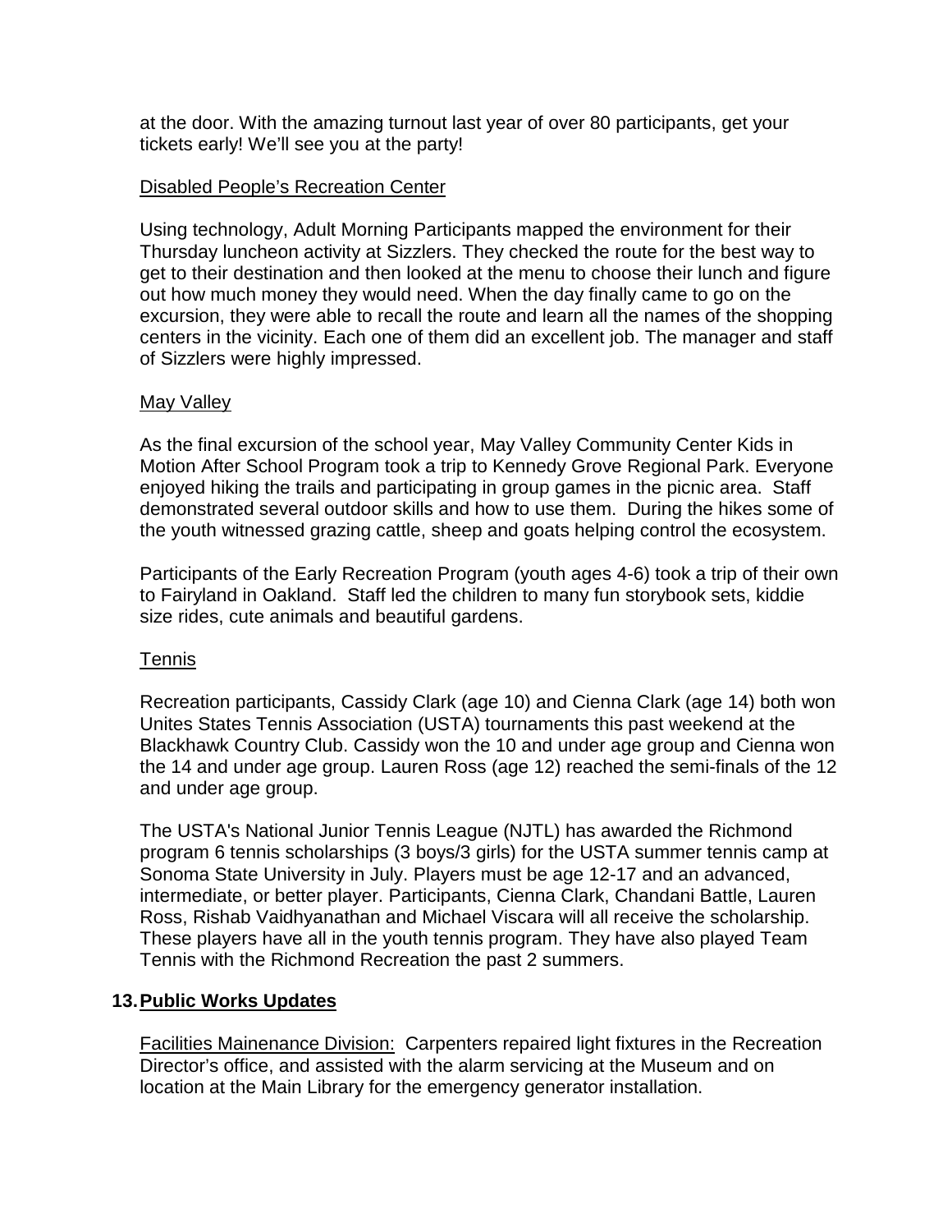at the door. With the amazing turnout last year of over 80 participants, get your tickets early! We'll see you at the party!

Disabled People's Recreation Center

Using technology, Adult Morning Participants mapped the environment for their Thursday luncheon activity at Sizzlers. They checked the route for the best way to get to their destination and then looked at the menu to choose their lunch and figure out how much money they would need. When the day finally came to go on the excursion, they were able to recall the route and learn all the names of the shopping centers in the vicinity. Each one of them did an excellent job. The manager and staff of Sizzlers were highly impressed.

May Valley

As the final excursion of the school year, May Valley Community Center Kids in Motion After School Program took a trip to Kennedy Grove Regional Park. Everyone enjoyed hiking the trails and participating in group games in the picnic area. Staff demonstrated several outdoor skills and how to use them. During the hikes some of the youth witnessed grazing cattle, sheep and goats helping control the ecosystem.

Participants of the Early Recreation Program (youth ages 4-6) took a trip of their own to Fairyland in Oakland. Staff led the children to many fun storybook sets, kiddie size rides, cute animals and beautiful gardens.

Tennis

Recreation participants, Cassidy Clark (age 10) and Cienna Clark (age 14) both won Unites States Tennis Association (USTA) tournaments this past weekend at the Blackhawk Country Club. Cassidy won the 10 and under age group and Cienna won the 14 and under age group. Lauren Ross (age 12) reached the semi-finals of the 12 and under age group.

The USTA's National Junior Tennis League (NJTL) has awarded the Richmond program 6 tennis scholarships (3 boys/3 girls) for the USTA summer tennis camp at Sonoma State University in July. Players must be age 12-17 and an advanced, intermediate, or better player. Participants, Cienna Clark, Chandani Battle, Lauren Ross, Rishab Vaidhyanathan and Michael Viscara will all receive the scholarship. These players have all in the youth tennis program. They have also played Team Tennis with the Richmond Recreation the past 2 summers.

## 13. Public Works Updates

Facilities Mainenance Division: Carpenters repaired light fixtures in the Recreation Director's office, and assisted with the alarm servicing at the Museum and on location at the Main Library for the emergency generator installation.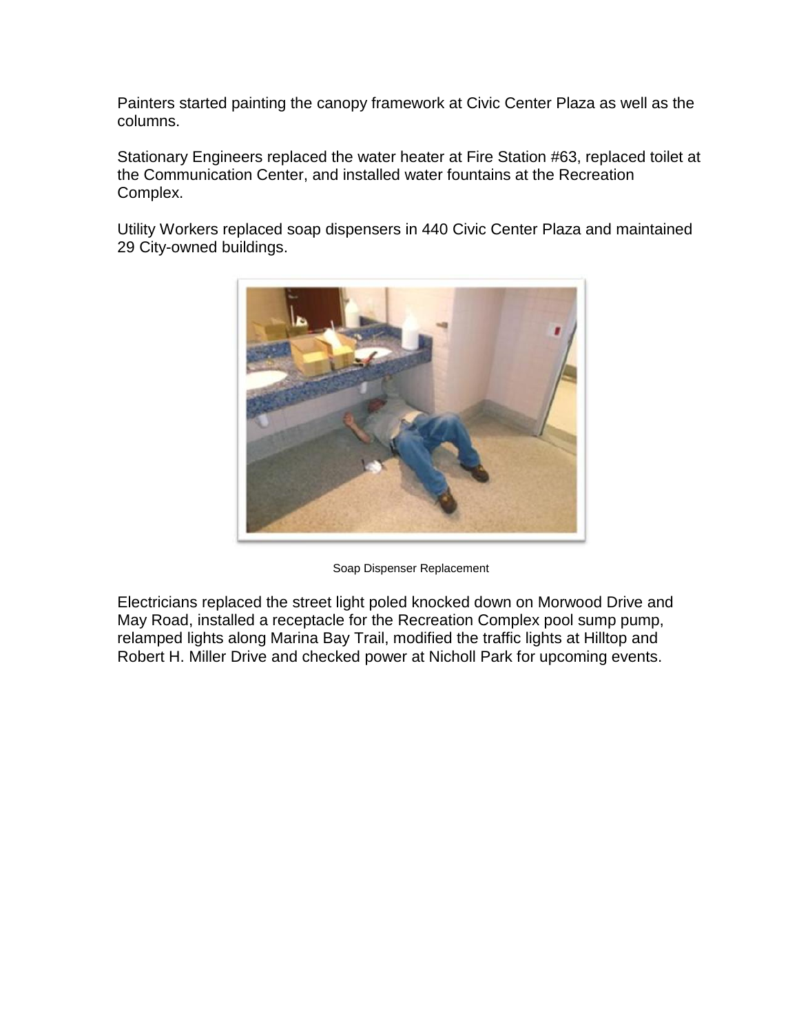Painters started painting the canopy framework at Civic Center Plaza as well as the columns.

Stationary Engineers replaced the water heater at Fire Station #63, replaced toilet at the Communication Center, and installed water fountains at the Recreation Complex.

Utility Workers replaced soap dispensers in 440 Civic Center Plaza and maintained 29 City-owned buildings.

Soap Dispenser Replacement

Electricians replaced the street light poled knocked down on Morwood Drive and May Road, installed a receptacle for the Recreation Complex pool sump pump, relamped lights along Marina Bay Trail, modified the traffic lights at Hilltop and Robert H. Miller Drive and checked power at Nicholl Park for upcoming events.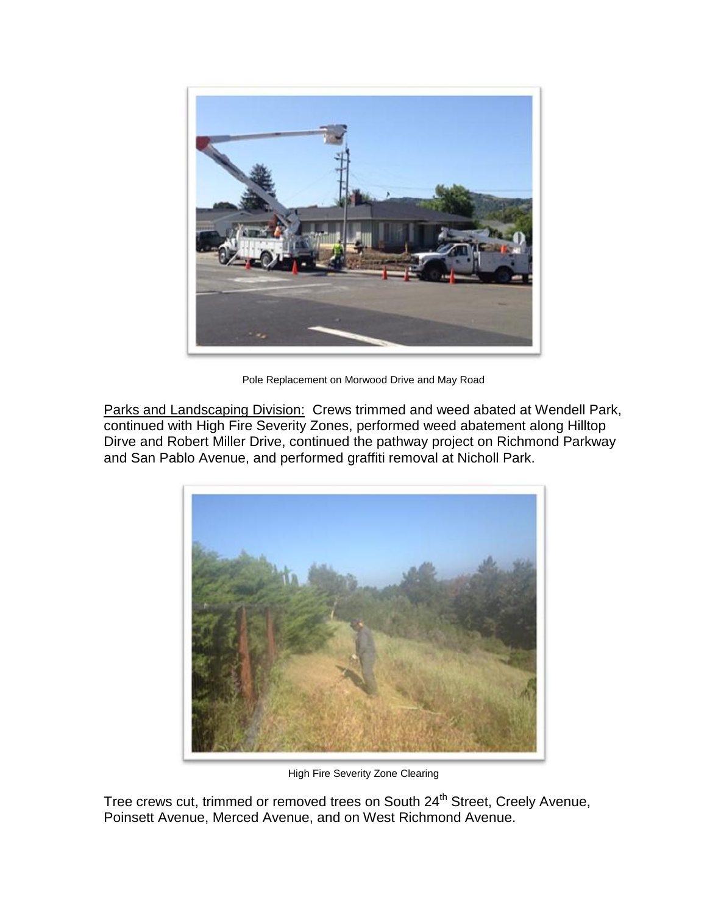Pole Replacement on Morwood Drive and May Road

Parks and Landscaping Division: Crews trimmed and weed abated at Wendell Park, continued with High Fire Severity Zones, performed weed abatement along Hilltop Dirve and Robert Miller Drive, continued the pathway project on Richmond Parkway and San Pablo Avenue, and performed graffiti removal at Nicholl Park.

High Fire Severity Zone Clearing

Tree crews cut, trimmed or removed trees on South 24th Street, Creely Avenue, Poinsett Avenue, Merced Avenue, and on West Richmond Avenue.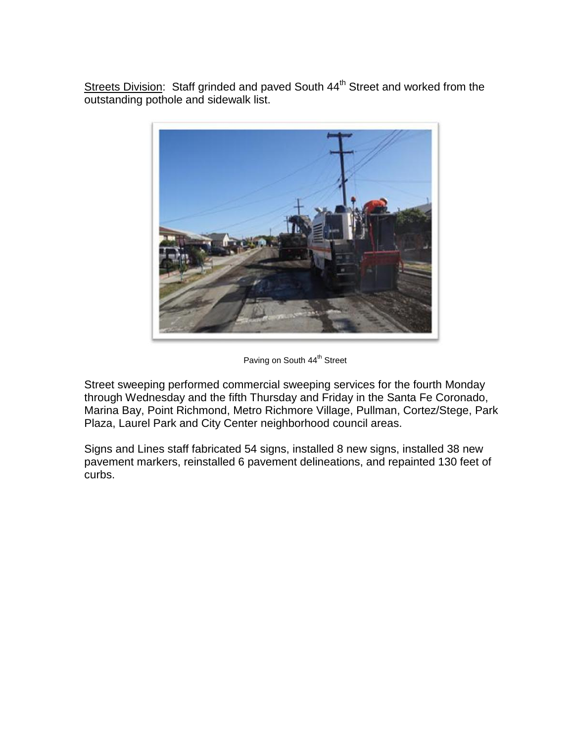<u>Streets Division</u>: Staff grinded and paved South 44th Street and worked from the outstanding pothole and sidewalk list.

Paving on South 44th Street

Street sweeping performed commercial sweeping services for the fourth Monday through Wednesday and the fifth Thursday and Friday in the Santa Fe Coronado, Marina Bay, Point Richmond, Metro Richmore Village, Pullman, Cortez/Stege, Park Plaza, Laurel Park and City Center neighborhood council areas.

Signs and Lines staff fabricated 54 signs, installed 8 new signs, installed 38 new pavement markers, reinstalled 6 pavement delineations, and repainted 130 feet of curbs.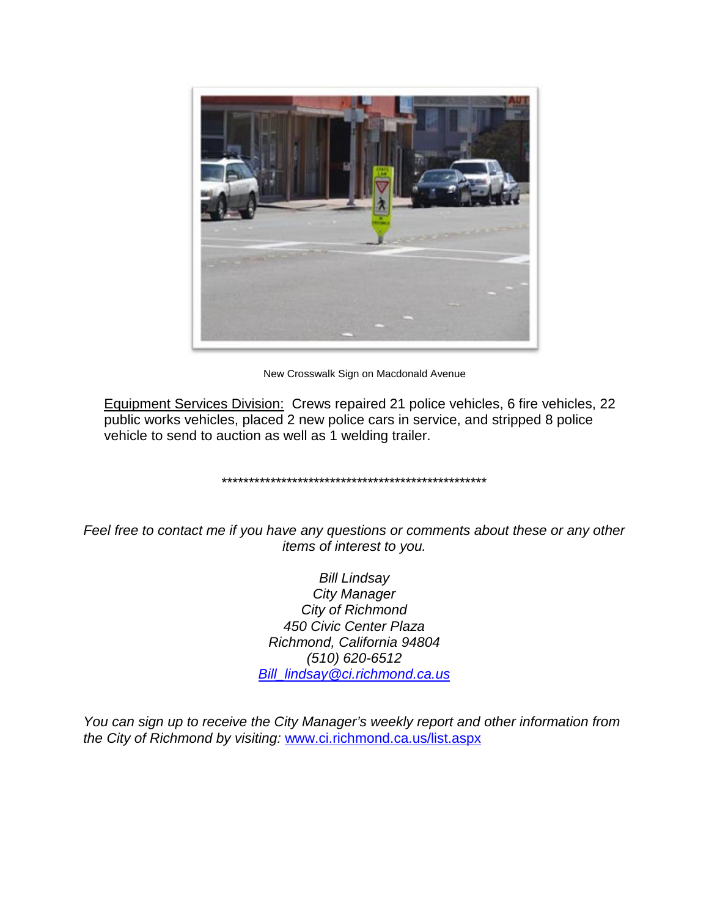New Crosswalk Sign on Macdonald Avenue

Equipment Services Division: Crews repaired 21 police vehicles, 6 fire vehicles, 22 public works vehicles, placed 2 new police cars in service, and stripped 8 police vehicle to send to auction as well as 1 welding trailer.

***************************************************

*Feel free to contact me if you have any questions or comments about these or any other items of interest to you.*

*Bill Lindsay*
*City Manager*
*City of Richmond*
*450 Civic Center Plaza*
*Richmond, California 94804*
*(510) 620-6512*
*Bill_lindsay@ci.richmond.ca.us*

*You can sign up to receive the City Manager's weekly report and other information from the City of Richmond by visiting:* www.ci.richmond.ca.us/list.aspx